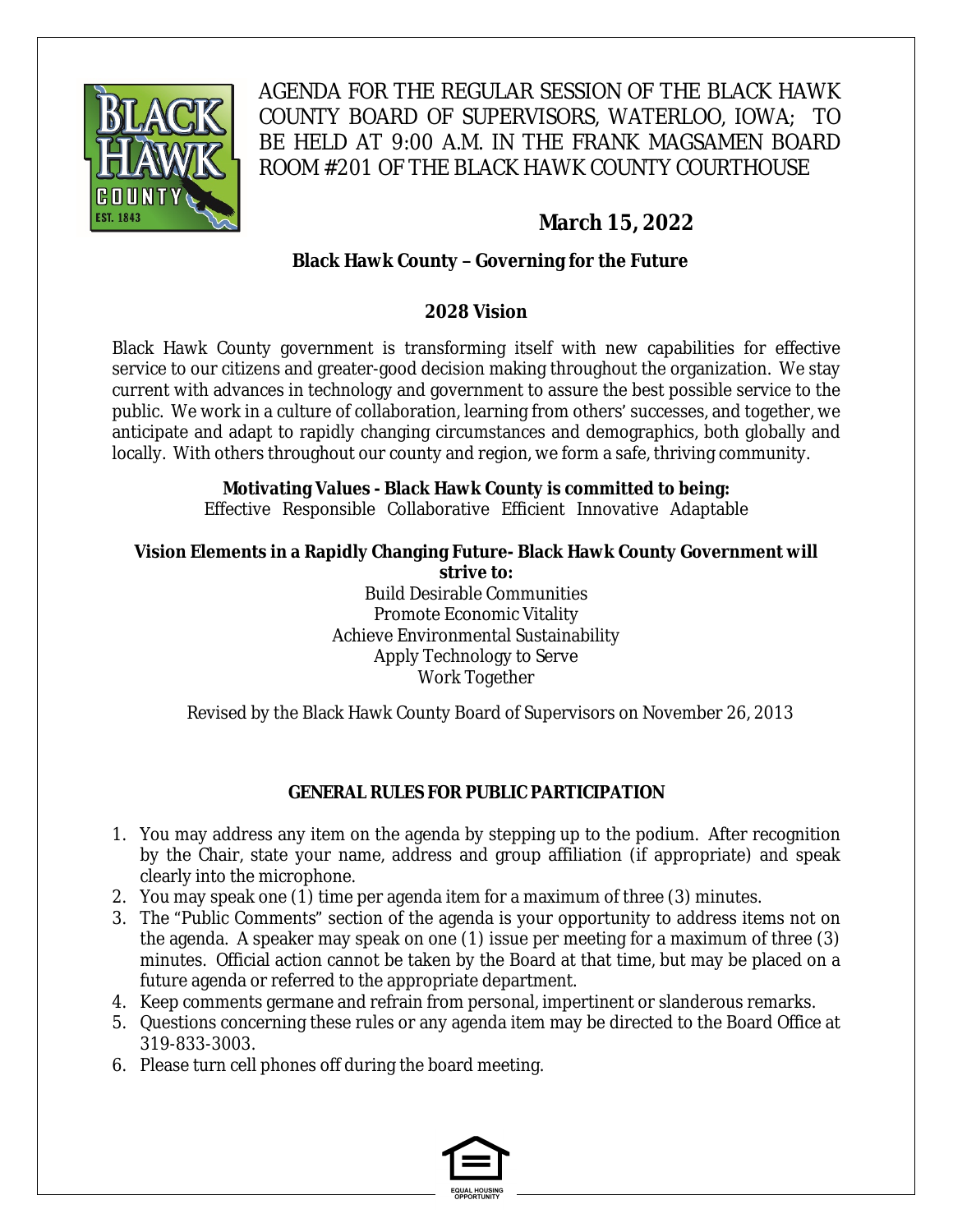AGENDA FOR THE REGULAR SESSION OF THE BLACK HAWK COUNTY BOARD OF SUPERVISORS, WATERLOO, IOWA; TO BE HELD AT 9:00 A.M. IN THE FRANK MAGSAMEN BOARD ROOM #201 OF THE BLACK HAWK COUNTY COURTHOUSE

**March 15, 2022**

**Black Hawk County – Governing for the Future**

## 2028 Vision

Black Hawk County government is transforming itself with new capabilities for effective service to our citizens and greater-good decision making throughout the organization. We stay current with advances in technology and government to assure the best possible service to the public. We work in a culture of collaboration, learning from others' successes, and together, we anticipate and adapt to rapidly changing circumstances and demographics, both globally and locally. With others throughout our county and region, we form a safe, thriving community.

**Motivating Values - Black Hawk County is committed to being:**
Effective Responsible Collaborative Efficient Innovative Adaptable

**Vision Elements in a Rapidly Changing Future- Black Hawk County Government will strive to:**
Build Desirable Communities
Promote Economic Vitality
Achieve Environmental Sustainability
Apply Technology to Serve
Work Together

Revised by the Black Hawk County Board of Supervisors on November 26, 2013

## GENERAL RULES FOR PUBLIC PARTICIPATION

1. You may address any item on the agenda by stepping up to the podium. After recognition by the Chair, state your name, address and group affiliation (if appropriate) and speak clearly into the microphone.
2. You may speak one (1) time per agenda item for a maximum of three (3) minutes.
3. The "Public Comments" section of the agenda is your opportunity to address items not on the agenda. A speaker may speak on one (1) issue per meeting for a maximum of three (3) minutes. Official action cannot be taken by the Board at that time, but may be placed on a future agenda or referred to the appropriate department.
4. Keep comments germane and refrain from personal, impertinent or slanderous remarks.
5. Questions concerning these rules or any agenda item may be directed to the Board Office at 319-833-3003.
6. Please turn cell phones off during the board meeting.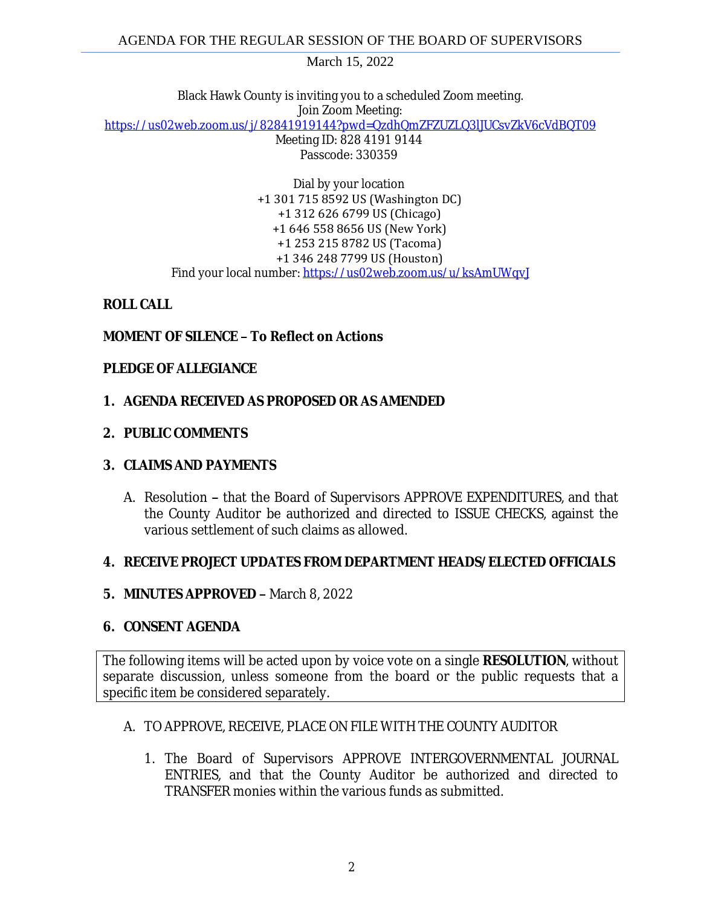AGENDA FOR THE REGULAR SESSION OF THE BOARD OF SUPERVISORS

March 15, 2022

Black Hawk County is inviting you to a scheduled Zoom meeting.
Join Zoom Meeting:
https://us02web.zoom.us/j/82841919144?pwd=QzdhQmZFZUZLQ3lJUCsvZkV6cVdBQT09
Meeting ID: 828 4191 9144
Passcode: 330359

Dial by your location
+1 301 715 8592 US (Washington DC)
+1 312 626 6799 US (Chicago)
+1 646 558 8656 US (New York)
+1 253 215 8782 US (Tacoma)
+1 346 248 7799 US (Houston)
Find your local number: https://us02web.zoom.us/u/ksAmUWqvJ

**ROLL CALL**

**MOMENT OF SILENCE – To Reflect on Actions**

**PLEDGE OF ALLEGIANCE**

1. **AGENDA RECEIVED AS PROPOSED OR AS AMENDED**

2. **PUBLIC COMMENTS**

3. **CLAIMS AND PAYMENTS**

   A. Resolution – that the Board of Supervisors APPROVE EXPENDITURES, and that the County Auditor be authorized and directed to ISSUE CHECKS, against the various settlement of such claims as allowed.

4. **RECEIVE PROJECT UPDATES FROM DEPARTMENT HEADS/ELECTED OFFICIALS**

5. **MINUTES APPROVED –** March 8, 2022

6. **CONSENT AGENDA**

The following items will be acted upon by voice vote on a single **RESOLUTION**, without separate discussion, unless someone from the board or the public requests that a specific item be considered separately.

   A. TO APPROVE, RECEIVE, PLACE ON FILE WITH THE COUNTY AUDITOR

      1. The Board of Supervisors APPROVE INTERGOVERNMENTAL JOURNAL ENTRIES, and that the County Auditor be authorized and directed to TRANSFER monies within the various funds as submitted.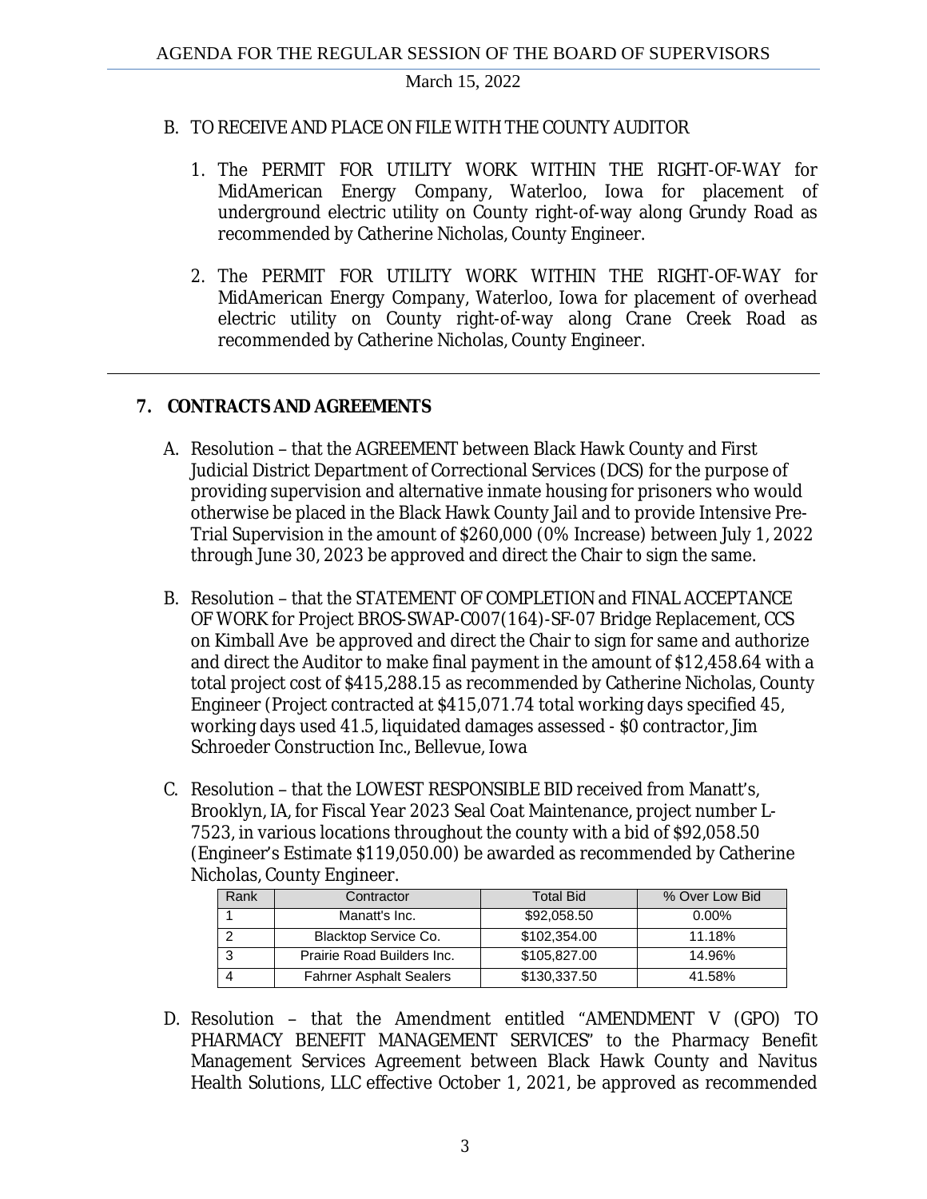B. TO RECEIVE AND PLACE ON FILE WITH THE COUNTY AUDITOR

1. The PERMIT FOR UTILITY WORK WITHIN THE RIGHT-OF-WAY for MidAmerican Energy Company, Waterloo, Iowa for placement of underground electric utility on County right-of-way along Grundy Road as recommended by Catherine Nicholas, County Engineer.

2. The PERMIT FOR UTILITY WORK WITHIN THE RIGHT-OF-WAY for MidAmerican Energy Company, Waterloo, Iowa for placement of overhead electric utility on County right-of-way along Crane Creek Road as recommended by Catherine Nicholas, County Engineer.

---

## 7. CONTRACTS AND AGREEMENTS

A. Resolution – that the AGREEMENT between Black Hawk County and First Judicial District Department of Correctional Services (DCS) for the purpose of providing supervision and alternative inmate housing for prisoners who would otherwise be placed in the Black Hawk County Jail and to provide Intensive Pre-Trial Supervision in the amount of $260,000 (0% Increase) between July 1, 2022 through June 30, 2023 be approved and direct the Chair to sign the same.

B. Resolution – that the STATEMENT OF COMPLETION and FINAL ACCEPTANCE OF WORK for Project BROS-SWAP-C007(164)-SF-07 Bridge Replacement, CCS on Kimball Ave be approved and direct the Chair to sign for same and authorize and direct the Auditor to make final payment in the amount of $12,458.64 with a total project cost of $415,288.15 as recommended by Catherine Nicholas, County Engineer (Project contracted at $415,071.74 total working days specified 45, working days used 41.5, liquidated damages assessed - $0 contractor, Jim Schroeder Construction Inc., Bellevue, Iowa

C. Resolution – that the LOWEST RESPONSIBLE BID received from Manatt's, Brooklyn, IA, for Fiscal Year 2023 Seal Coat Maintenance, project number L-7523, in various locations throughout the county with a bid of $92,058.50 (Engineer's Estimate $119,050.00) be awarded as recommended by Catherine Nicholas, County Engineer.

| Rank | Contractor | Total Bid | % Over Low Bid |
|---|---|---|---|
| 1 | Manatt's Inc. | $92,058.50 | 0.00% |
| 2 | Blacktop Service Co. | $102,354.00 | 11.18% |
| 3 | Prairie Road Builders Inc. | $105,827.00 | 14.96% |
| 4 | Fahrner Asphalt Sealers | $130,337.50 | 41.58% |

D. Resolution – that the Amendment entitled "AMENDMENT V (GPO) TO PHARMACY BENEFIT MANAGEMENT SERVICES" to the Pharmacy Benefit Management Services Agreement between Black Hawk County and Navitus Health Solutions, LLC effective October 1, 2021, be approved as recommended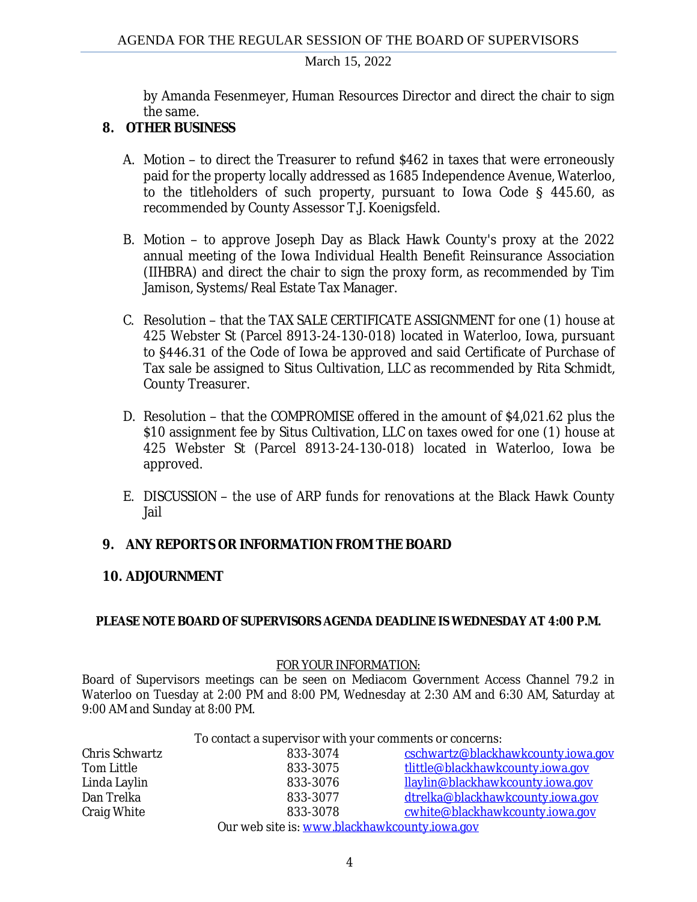by Amanda Fesenmeyer, Human Resources Director and direct the chair to sign the same.

## 8. OTHER BUSINESS

A. Motion – to direct the Treasurer to refund $462 in taxes that were erroneously paid for the property locally addressed as 1685 Independence Avenue, Waterloo, to the titleholders of such property, pursuant to Iowa Code § 445.60, as recommended by County Assessor T.J. Koenigsfeld.

B. Motion – to approve Joseph Day as Black Hawk County's proxy at the 2022 annual meeting of the Iowa Individual Health Benefit Reinsurance Association (IIHBRA) and direct the chair to sign the proxy form, as recommended by Tim Jamison, Systems/Real Estate Tax Manager.

C. Resolution – that the TAX SALE CERTIFICATE ASSIGNMENT for one (1) house at 425 Webster St (Parcel 8913-24-130-018) located in Waterloo, Iowa, pursuant to §446.31 of the Code of Iowa be approved and said Certificate of Purchase of Tax sale be assigned to Situs Cultivation, LLC as recommended by Rita Schmidt, County Treasurer.

D. Resolution – that the COMPROMISE offered in the amount of $4,021.62 plus the $10 assignment fee by Situs Cultivation, LLC on taxes owed for one (1) house at 425 Webster St (Parcel 8913-24-130-018) located in Waterloo, Iowa be approved.

E. DISCUSSION – the use of ARP funds for renovations at the Black Hawk County Jail

## 9. ANY REPORTS OR INFORMATION FROM THE BOARD

## 10. ADJOURNMENT

**PLEASE NOTE BOARD OF SUPERVISORS AGENDA DEADLINE IS WEDNESDAY AT 4:00 P.M.**

FOR YOUR INFORMATION:

Board of Supervisors meetings can be seen on Mediacom Government Access Channel 79.2 in Waterloo on Tuesday at 2:00 PM and 8:00 PM, Wednesday at 2:30 AM and 6:30 AM, Saturday at 9:00 AM and Sunday at 8:00 PM.

To contact a supervisor with your comments or concerns:

| | | |
|---|---|---|
| Chris Schwartz | 833-3074 | cschwartz@blackhawkcounty.iowa.gov |
| Tom Little | 833-3075 | tlittle@blackhawkcounty.iowa.gov |
| Linda Laylin | 833-3076 | llaylin@blackhawkcounty.iowa.gov |
| Dan Trelka | 833-3077 | dtrelka@blackhawkcounty.iowa.gov |
| Craig White | 833-3078 | cwhite@blackhawkcounty.iowa.gov |

Our web site is: www.blackhawkcounty.iowa.gov